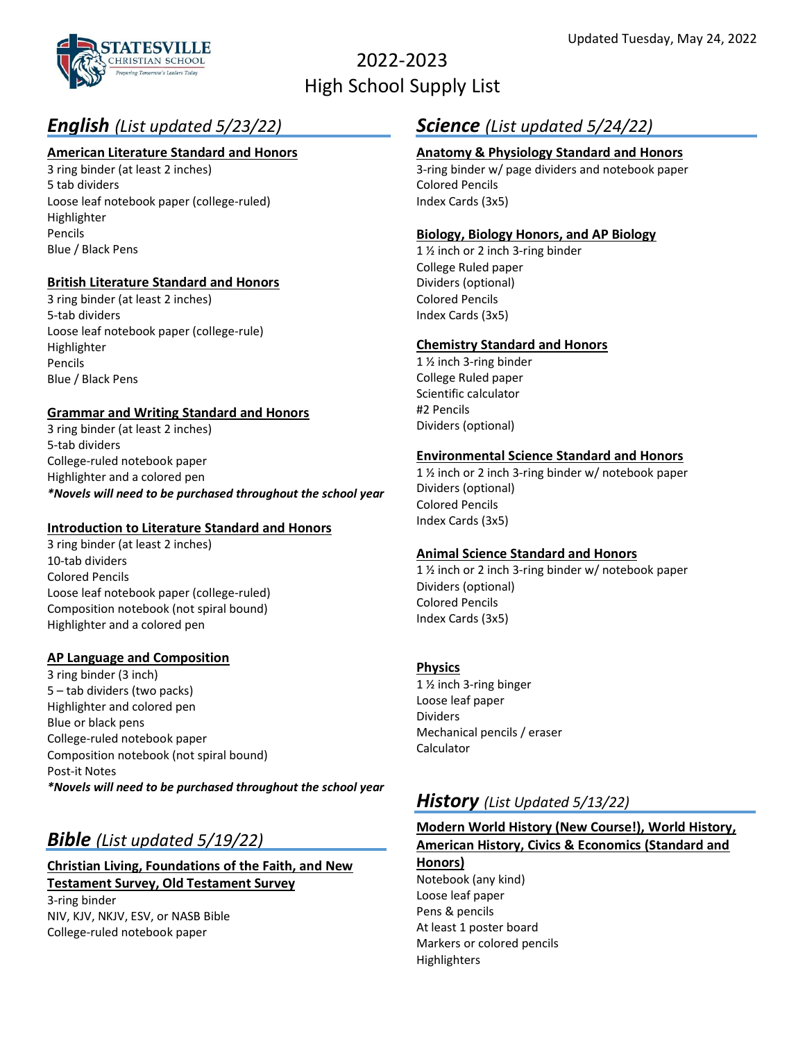Updated Tuesday, May 24, 2022

# 2022-2023
# High School Supply List

## ***English*** *(List updated 5/23/22)*

**American Literature Standard and Honors**

3 ring binder (at least 2 inches)
5 tab dividers
Loose leaf notebook paper (college-ruled)
Highlighter
Pencils
Blue / Black Pens

**British Literature Standard and Honors**

3 ring binder (at least 2 inches)
5-tab dividers
Loose leaf notebook paper (college-rule)
Highlighter
Pencils
Blue / Black Pens

**Grammar and Writing Standard and Honors**

3 ring binder (at least 2 inches)
5-tab dividers
College-ruled notebook paper
Highlighter and a colored pen
***Novels will need to be purchased throughout the school year***

**Introduction to Literature Standard and Honors**

3 ring binder (at least 2 inches)
10-tab dividers
Colored Pencils
Loose leaf notebook paper (college-ruled)
Composition notebook (not spiral bound)
Highlighter and a colored pen

**AP Language and Composition**

3 ring binder (3 inch)
5 – tab dividers (two packs)
Highlighter and colored pen
Blue or black pens
College-ruled notebook paper
Composition notebook (not spiral bound)
Post-it Notes
***Novels will need to be purchased throughout the school year***

## ***Bible*** *(List updated 5/19/22)*

**Christian Living, Foundations of the Faith, and New Testament Survey, Old Testament Survey**

3-ring binder
NIV, KJV, NKJV, ESV, or NASB Bible
College-ruled notebook paper

## ***Science*** *(List updated 5/24/22)*

**Anatomy & Physiology Standard and Honors**

3-ring binder w/ page dividers and notebook paper
Colored Pencils
Index Cards (3x5)

**Biology, Biology Honors, and AP Biology**

1 ½ inch or 2 inch 3-ring binder
College Ruled paper
Dividers (optional)
Colored Pencils
Index Cards (3x5)

**Chemistry Standard and Honors**

1 ½ inch 3-ring binder
College Ruled paper
Scientific calculator
#2 Pencils
Dividers (optional)

**Environmental Science Standard and Honors**

1 ½ inch or 2 inch 3-ring binder w/ notebook paper
Dividers (optional)
Colored Pencils
Index Cards (3x5)

**Animal Science Standard and Honors**

1 ½ inch or 2 inch 3-ring binder w/ notebook paper
Dividers (optional)
Colored Pencils
Index Cards (3x5)

**Physics**

1 ½ inch 3-ring binger
Loose leaf paper
Dividers
Mechanical pencils / eraser
Calculator

## ***History*** *(List Updated 5/13/22)*

**Modern World History (New Course!), World History, American History, Civics & Economics (Standard and Honors)**

Notebook (any kind)
Loose leaf paper
Pens & pencils
At least 1 poster board
Markers or colored pencils
Highlighters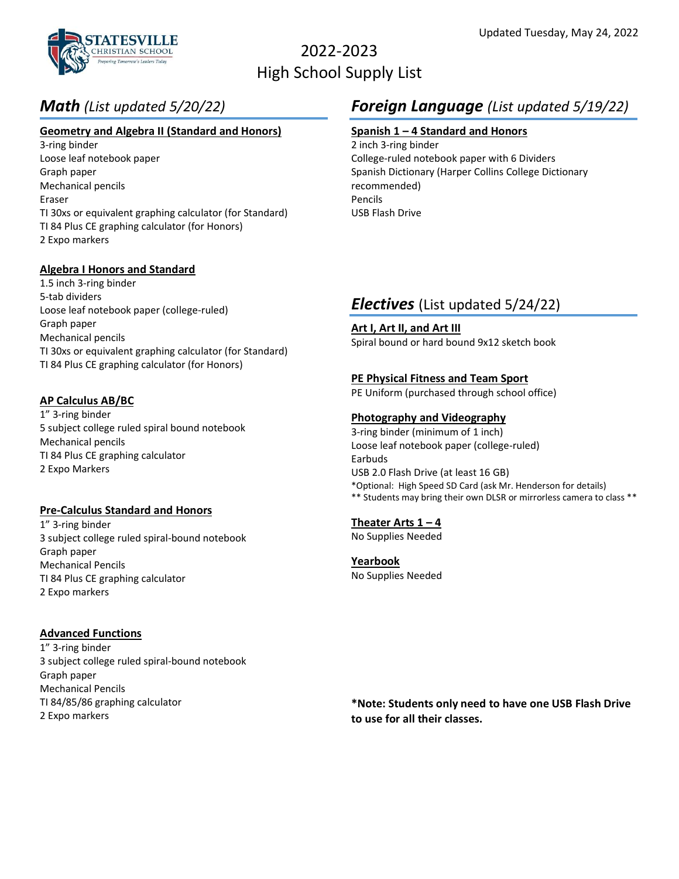Updated Tuesday, May 24, 2022

STATESVILLE CHRISTIAN SCHOOL

Preparing Tomorrow's Leaders Today

# 2022-2023 High School Supply List

## ***Math*** *(List updated 5/20/22)*

**Geometry and Algebra II (Standard and Honors)**

3-ring binder
Loose leaf notebook paper
Graph paper
Mechanical pencils
Eraser
TI 30xs or equivalent graphing calculator (for Standard)
TI 84 Plus CE graphing calculator (for Honors)
2 Expo markers

**Algebra I Honors and Standard**

1.5 inch 3-ring binder
5-tab dividers
Loose leaf notebook paper (college-ruled)
Graph paper
Mechanical pencils
TI 30xs or equivalent graphing calculator (for Standard)
TI 84 Plus CE graphing calculator (for Honors)

**AP Calculus AB/BC**

1" 3-ring binder
5 subject college ruled spiral bound notebook
Mechanical pencils
TI 84 Plus CE graphing calculator
2 Expo Markers

**Pre-Calculus Standard and Honors**

1" 3-ring binder
3 subject college ruled spiral-bound notebook
Graph paper
Mechanical Pencils
TI 84 Plus CE graphing calculator
2 Expo markers

**Advanced Functions**

1" 3-ring binder
3 subject college ruled spiral-bound notebook
Graph paper
Mechanical Pencils
TI 84/85/86 graphing calculator
2 Expo markers

## ***Foreign Language*** *(List updated 5/19/22)*

**Spanish 1 – 4 Standard and Honors**

2 inch 3-ring binder
College-ruled notebook paper with 6 Dividers
Spanish Dictionary (Harper Collins College Dictionary recommended)
Pencils
USB Flash Drive

## ***Electives*** (List updated 5/24/22)

**Art I, Art II, and Art III**

Spiral bound or hard bound 9x12 sketch book

**PE Physical Fitness and Team Sport**

PE Uniform (purchased through school office)

**Photography and Videography**

3-ring binder (minimum of 1 inch)
Loose leaf notebook paper (college-ruled)
Earbuds
USB 2.0 Flash Drive (at least 16 GB)
*Optional: High Speed SD Card (ask Mr. Henderson for details)
** Students may bring their own DLSR or mirrorless camera to class **

**Theater Arts 1 – 4**

No Supplies Needed

**Yearbook**

No Supplies Needed

**\*Note: Students only need to have one USB Flash Drive to use for all their classes.**